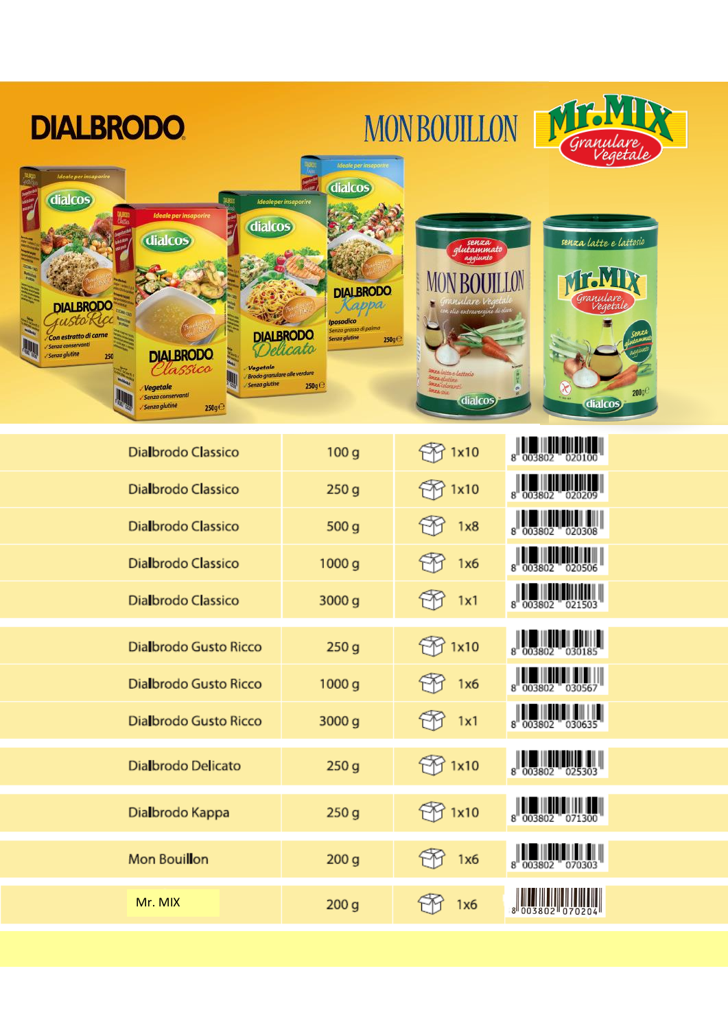DIALBRODO

MON BOUILLON

Mr.MIX Granulare Vegetale

| Prodotto | Peso | Confezione | EAN |
|---|---|---|---|
| Dialbrodo Classico | 100 g | 1x10 | 8 003802 020100 |
| Dialbrodo Classico | 250 g | 1x10 | 8 003802 020209 |
| Dialbrodo Classico | 500 g | 1x8 | 8 003802 020308 |
| Dialbrodo Classico | 1000 g | 1x6 | 8 003802 020506 |
| Dialbrodo Classico | 3000 g | 1x1 | 8 003802 021503 |
| Dialbrodo Gusto Ricco | 250 g | 1x10 | 8 003802 030185 |
| Dialbrodo Gusto Ricco | 1000 g | 1x6 | 8 003802 030567 |
| Dialbrodo Gusto Ricco | 3000 g | 1x1 | 8 003802 030635 |
| Dialbrodo Delicato | 250 g | 1x10 | 8 003802 025303 |
| Dialbrodo Kappa | 250 g | 1x10 | 8 003802 071300 |
| Mon Bouillon | 200 g | 1x6 | 8 003802 070303 |
| Mr. MIX | 200 g | 1x6 | 8 003802 070204 |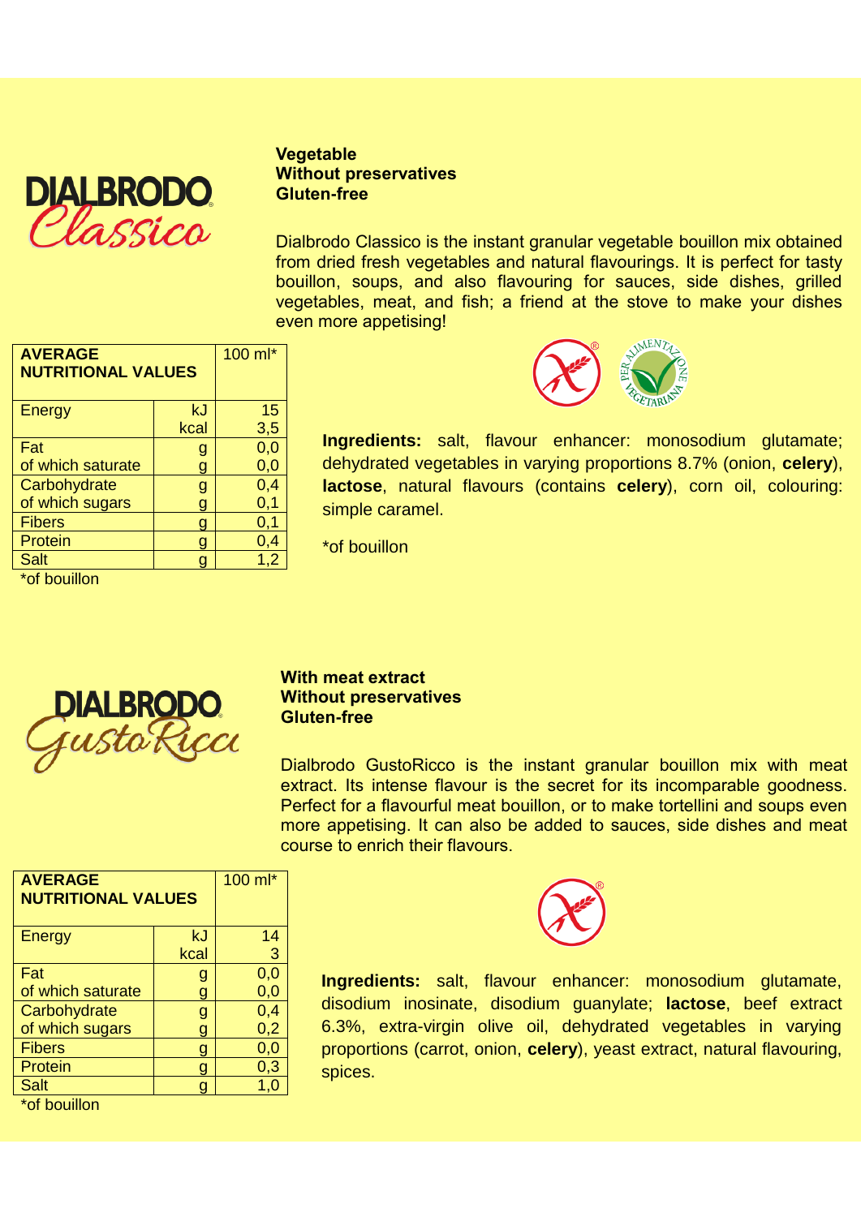## DIALBRODO Classico

**Vegetable**
**Without preservatives**
**Gluten-free**

Dialbrodo Classico is the instant granular vegetable bouillon mix obtained from dried fresh vegetables and natural flavourings. It is perfect for tasty bouillon, soups, and also flavouring for sauces, side dishes, grilled vegetables, meat, and fish; a friend at the stove to make your dishes even more appetising!

| **AVERAGE NUTRITIONAL VALUES** | | 100 ml* |
|---|---|---|
| Energy | kJ<br>kcal | 15<br>3,5 |
| Fat<br>of which saturate | g<br>g | 0,0<br>0,0 |
| Carbohydrate<br>of which sugars | g<br>g | 0,4<br>0,1 |
| Fibers | g | 0,1 |
| Protein | g | 0,4 |
| Salt | g | 1,2 |

*of bouillon

**Ingredients:** salt, flavour enhancer: monosodium glutamate; dehydrated vegetables in varying proportions 8.7% (onion, **celery**), **lactose**, natural flavours (contains **celery**), corn oil, colouring: simple caramel.

*of bouillon

## DIALBRODO GustoRicco

**With meat extract**
**Without preservatives**
**Gluten-free**

Dialbrodo GustoRicco is the instant granular bouillon mix with meat extract. Its intense flavour is the secret for its incomparable goodness. Perfect for a flavourful meat bouillon, or to make tortellini and soups even more appetising. It can also be added to sauces, side dishes and meat course to enrich their flavours.

| **AVERAGE NUTRITIONAL VALUES** | | 100 ml* |
|---|---|---|
| Energy | kJ<br>kcal | 14<br>3 |
| Fat<br>of which saturate | g<br>g | 0,0<br>0,0 |
| Carbohydrate<br>of which sugars | g<br>g | 0,4<br>0,2 |
| Fibers | g | 0,0 |
| Protein | g | 0,3 |
| Salt | g | 1,0 |

*of bouillon

**Ingredients:** salt, flavour enhancer: monosodium glutamate, disodium inosinate, disodium guanylate; **lactose**, beef extract 6.3%, extra-virgin olive oil, dehydrated vegetables in varying proportions (carrot, onion, **celery**), yeast extract, natural flavouring, spices.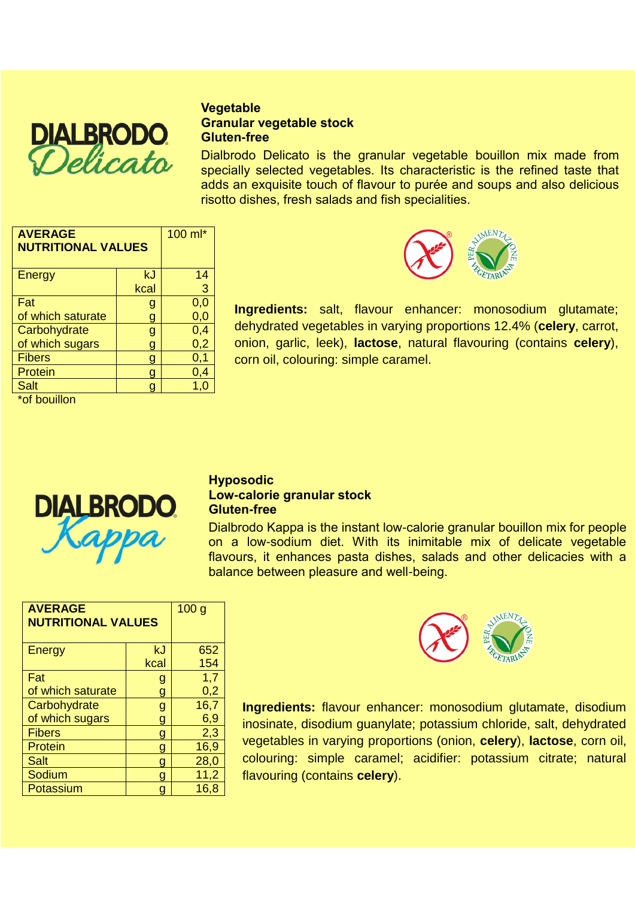## DIALBRODO Delicato

**Vegetable**
**Granular vegetable stock**
**Gluten-free**

Dialbrodo Delicato is the granular vegetable bouillon mix made from specially selected vegetables. Its characteristic is the refined taste that adds an exquisite touch of flavour to purée and soups and also delicious risotto dishes, fresh salads and fish specialities.

| AVERAGE NUTRITIONAL VALUES | | 100 ml* |
|---|---|---|
| Energy | kJ | 14 |
| | kcal | 3 |
| Fat | g | 0,0 |
| of which saturate | g | 0,0 |
| Carbohydrate | g | 0,4 |
| of which sugars | g | 0,2 |
| Fibers | g | 0,1 |
| Protein | g | 0,4 |
| Salt | g | 1,0 |

*of bouillon

**Ingredients:** salt, flavour enhancer: monosodium glutamate; dehydrated vegetables in varying proportions 12.4% (**celery**, carrot, onion, garlic, leek), **lactose**, natural flavouring (contains **celery**), corn oil, colouring: simple caramel.

## DIALBRODO Kappa

**Hyposodic**
**Low-calorie granular stock**
**Gluten-free**

Dialbrodo Kappa is the instant low-calorie granular bouillon mix for people on a low-sodium diet. With its inimitable mix of delicate vegetable flavours, it enhances pasta dishes, salads and other delicacies with a balance between pleasure and well-being.

| AVERAGE NUTRITIONAL VALUES | | 100 g |
|---|---|---|
| Energy | kJ | 652 |
| | kcal | 154 |
| Fat | g | 1,7 |
| of which saturate | g | 0,2 |
| Carbohydrate | g | 16,7 |
| of which sugars | g | 6,9 |
| Fibers | g | 2,3 |
| Protein | g | 16,9 |
| Salt | g | 28,0 |
| Sodium | g | 11,2 |
| Potassium | g | 16,8 |

**Ingredients:** flavour enhancer: monosodium glutamate, disodium inosinate, disodium guanylate; potassium chloride, salt, dehydrated vegetables in varying proportions (onion, **celery**), **lactose**, corn oil, colouring: simple caramel; acidifier: potassium citrate; natural flavouring (contains **celery**).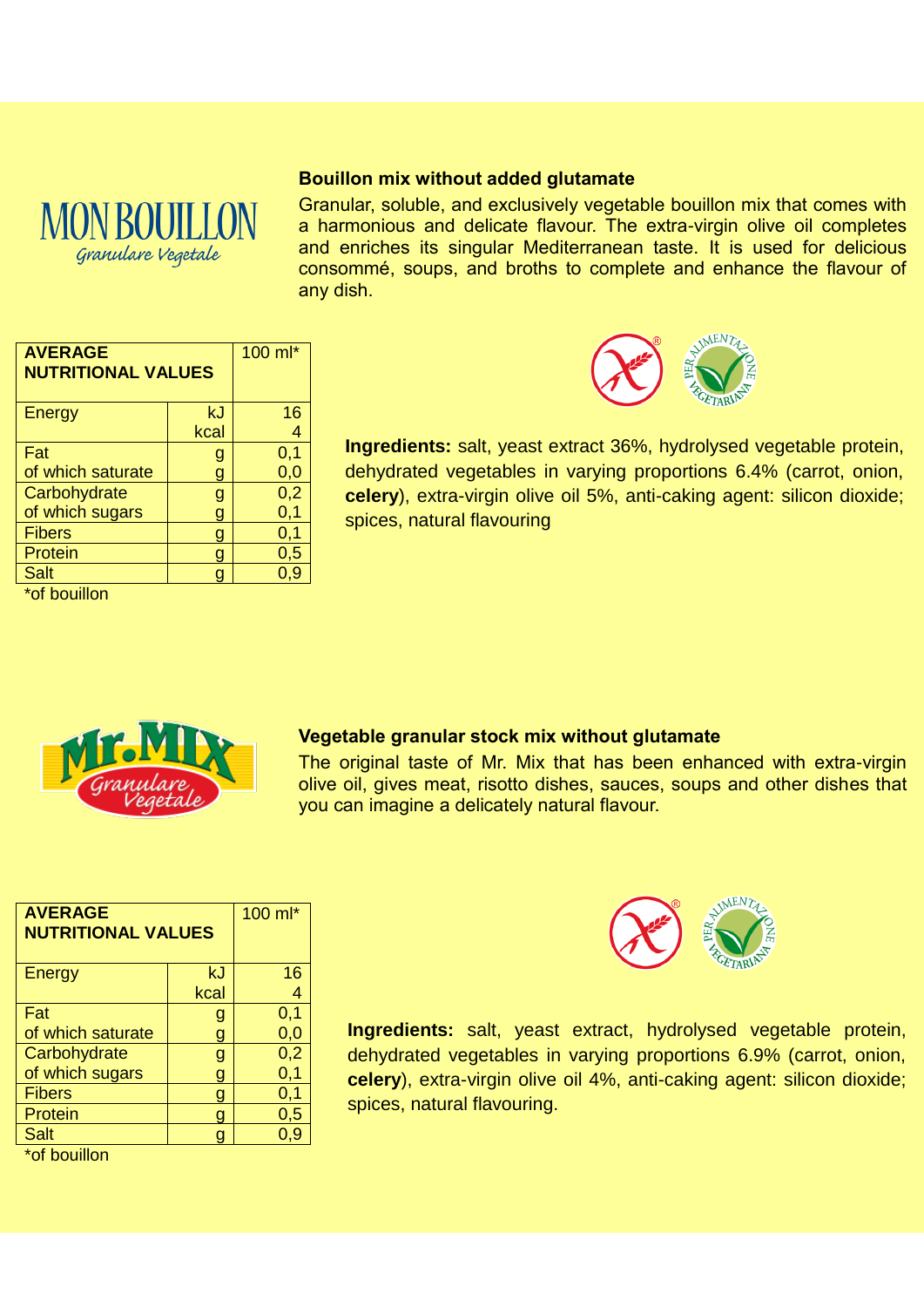# MON BOUILLON

*Granulare Vegetale*

### Bouillon mix without added glutamate

Granular, soluble, and exclusively vegetable bouillon mix that comes with a harmonious and delicate flavour. The extra-virgin olive oil completes and enriches its singular Mediterranean taste. It is used for delicious consommé, soups, and broths to complete and enhance the flavour of any dish.

| AVERAGE NUTRITIONAL VALUES | | 100 ml* |
|---|---|---|
| Energy | kJ | 16 |
| | kcal | 4 |
| Fat | g | 0,1 |
| of which saturate | g | 0,0 |
| Carbohydrate | g | 0,2 |
| of which sugars | g | 0,1 |
| Fibers | g | 0,1 |
| Protein | g | 0,5 |
| Salt | g | 0,9 |

*of bouillon

PER ALIMENTAZIONE VEGETARIANA

**Ingredients:** salt, yeast extract 36%, hydrolysed vegetable protein, dehydrated vegetables in varying proportions 6.4% (carrot, onion, **celery**), extra-virgin olive oil 5%, anti-caking agent: silicon dioxide; spices, natural flavouring

# Mr.MIX

*Granulare Vegetale*

### Vegetable granular stock mix without glutamate

The original taste of Mr. Mix that has been enhanced with extra-virgin olive oil, gives meat, risotto dishes, sauces, soups and other dishes that you can imagine a delicately natural flavour.

| AVERAGE NUTRITIONAL VALUES | | 100 ml* |
|---|---|---|
| Energy | kJ | 16 |
| | kcal | 4 |
| Fat | g | 0,1 |
| of which saturate | g | 0,0 |
| Carbohydrate | g | 0,2 |
| of which sugars | g | 0,1 |
| Fibers | g | 0,1 |
| Protein | g | 0,5 |
| Salt | g | 0,9 |

*of bouillon

PER ALIMENTAZIONE VEGETARIANA

**Ingredients:** salt, yeast extract, hydrolysed vegetable protein, dehydrated vegetables in varying proportions 6.9% (carrot, onion, **celery**), extra-virgin olive oil 4%, anti-caking agent: silicon dioxide; spices, natural flavouring.